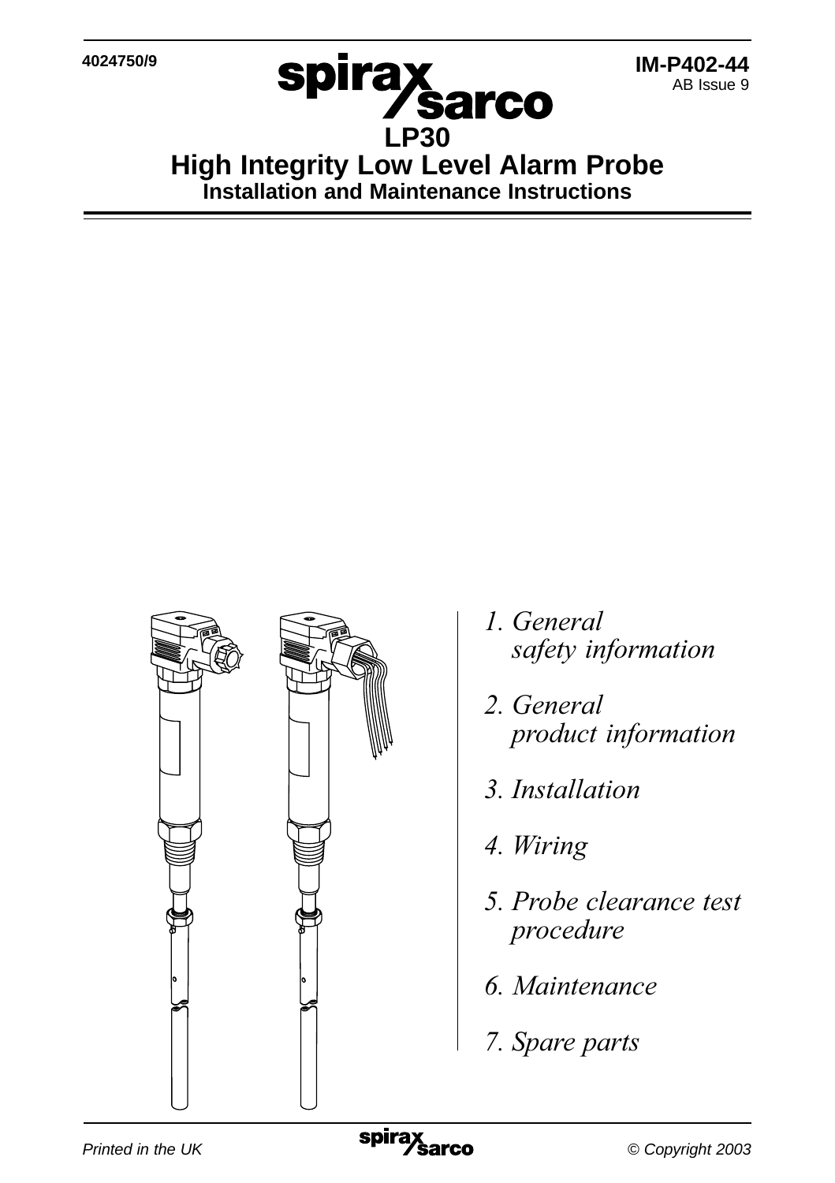4024750/9

IM-P402-44
AB Issue 9

# LP30
# High Integrity Low Level Alarm Probe
## Installation and Maintenance Instructions

1. General safety information

2. General product information

3. Installation

4. Wiring

5. Probe clearance test procedure

6. Maintenance

7. Spare parts

Printed in the UK

© Copyright 2003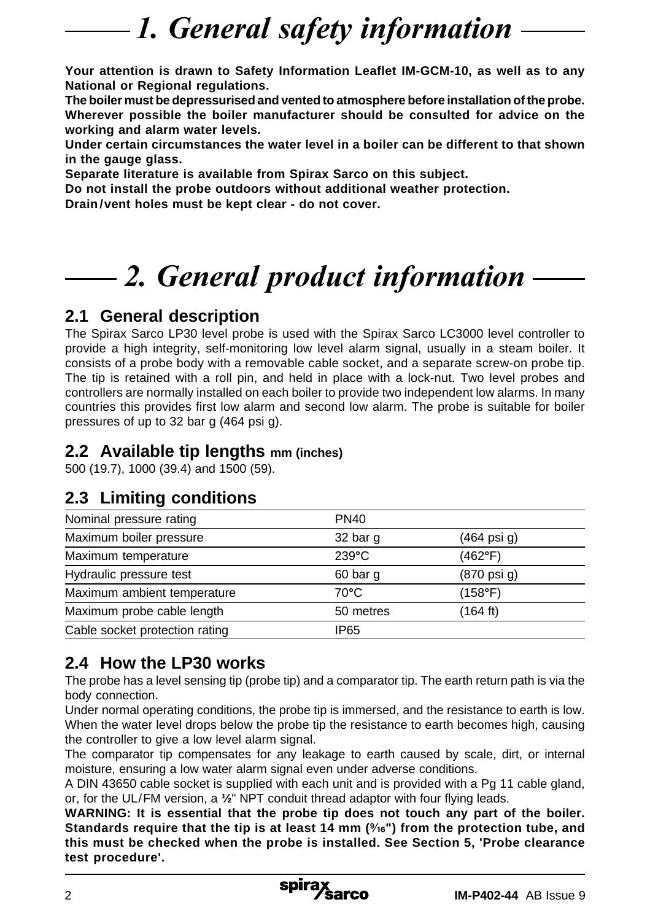# 1. General safety information

**Your attention is drawn to Safety Information Leaflet IM-GCM-10, as well as to any National or Regional regulations.**

**The boiler must be depressurised and vented to atmosphere before installation of the probe.**

**Wherever possible the boiler manufacturer should be consulted for advice on the working and alarm water levels.**

**Under certain circumstances the water level in a boiler can be different to that shown in the gauge glass.**

**Separate literature is available from Spirax Sarco on this subject.**

**Do not install the probe outdoors without additional weather protection.**

**Drain/vent holes must be kept clear - do not cover.**

# 2. General product information

## 2.1 General description

The Spirax Sarco LP30 level probe is used with the Spirax Sarco LC3000 level controller to provide a high integrity, self-monitoring low level alarm signal, usually in a steam boiler. It consists of a probe body with a removable cable socket, and a separate screw-on probe tip. The tip is retained with a roll pin, and held in place with a lock-nut. Two level probes and controllers are normally installed on each boiler to provide two independent low alarms. In many countries this provides first low alarm and second low alarm. The probe is suitable for boiler pressures of up to 32 bar g (464 psi g).

## 2.2 Available tip lengths mm (inches)

500 (19.7), 1000 (39.4) and 1500 (59).

## 2.3 Limiting conditions

| | | |
|---|---|---|
| Nominal pressure rating | PN40 | |
| Maximum boiler pressure | 32 bar g | (464 psi g) |
| Maximum temperature | 239°C | (462°F) |
| Hydraulic pressure test | 60 bar g | (870 psi g) |
| Maximum ambient temperature | 70°C | (158°F) |
| Maximum probe cable length | 50 metres | (164 ft) |
| Cable socket protection rating | IP65 | |

## 2.4 How the LP30 works

The probe has a level sensing tip (probe tip) and a comparator tip. The earth return path is via the body connection.

Under normal operating conditions, the probe tip is immersed, and the resistance to earth is low. When the water level drops below the probe tip the resistance to earth becomes high, causing the controller to give a low level alarm signal.

The comparator tip compensates for any leakage to earth caused by scale, dirt, or internal moisture, ensuring a low water alarm signal even under adverse conditions.

A DIN 43650 cable socket is supplied with each unit and is provided with a Pg 11 cable gland, or, for the UL/FM version, a ½" NPT conduit thread adaptor with four flying leads.

**WARNING: It is essential that the probe tip does not touch any part of the boiler. Standards require that the tip is at least 14 mm (9/16") from the protection tube, and this must be checked when the probe is installed. See Section 5, 'Probe clearance test procedure'.**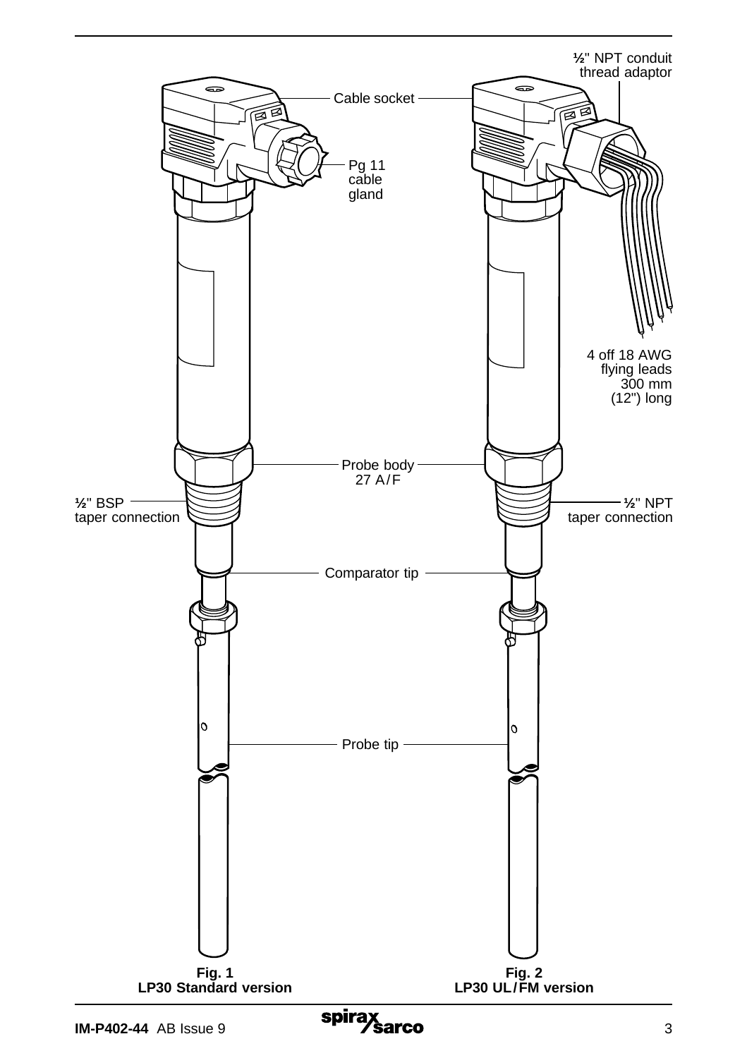Cable socket

Pg 11 cable gland

½" NPT conduit thread adaptor

4 off 18 AWG flying leads 300 mm (12") long

Probe body 27 A/F

½" BSP taper connection

½" NPT taper connection

Comparator tip

Probe tip

**Fig. 1**
**LP30 Standard version**

**Fig. 2**
**LP30 UL/FM version**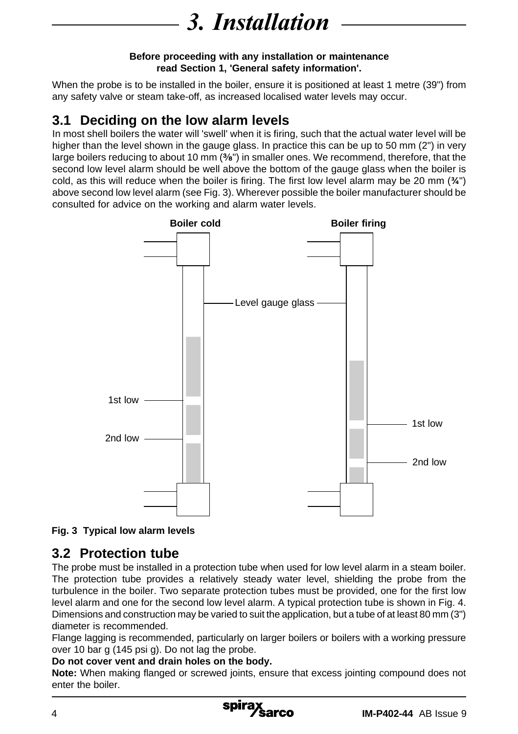# 3. Installation

**Before proceeding with any installation or maintenance read Section 1, 'General safety information'.**

When the probe is to be installed in the boiler, ensure it is positioned at least 1 metre (39") from any safety valve or steam take-off, as increased localised water levels may occur.

## 3.1 Deciding on the low alarm levels

In most shell boilers the water will 'swell' when it is firing, such that the actual water level will be higher than the level shown in the gauge glass. In practice this can be up to 50 mm (2") in very large boilers reducing to about 10 mm (⅜") in smaller ones. We recommend, therefore, that the second low level alarm should be well above the bottom of the gauge glass when the boiler is cold, as this will reduce when the boiler is firing. The first low level alarm may be 20 mm (¾") above second low level alarm (see Fig. 3). Wherever possible the boiler manufacturer should be consulted for advice on the working and alarm water levels.

Boiler cold | Boiler firing

Level gauge glass

1st low | 2nd low

**Fig. 3 Typical low alarm levels**

## 3.2 Protection tube

The probe must be installed in a protection tube when used for low level alarm in a steam boiler. The protection tube provides a relatively steady water level, shielding the probe from the turbulence in the boiler. Two separate protection tubes must be provided, one for the first low level alarm and one for the second low level alarm. A typical protection tube is shown in Fig. 4. Dimensions and construction may be varied to suit the application, but a tube of at least 80 mm (3") diameter is recommended.

Flange lagging is recommended, particularly on larger boilers or boilers with a working pressure over 10 bar g (145 psi g). Do not lag the probe.

**Do not cover vent and drain holes on the body.**

**Note:** When making flanged or screwed joints, ensure that excess jointing compound does not enter the boiler.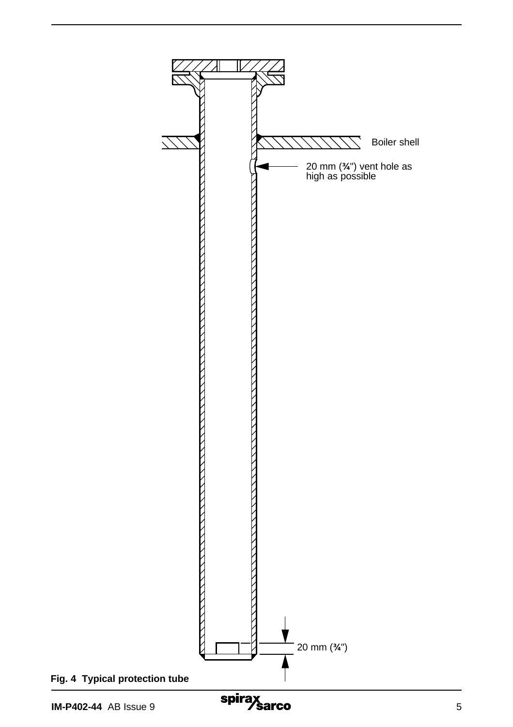Boiler shell

20 mm (¾") vent hole as high as possible

20 mm (¾")

**Fig. 4 Typical protection tube**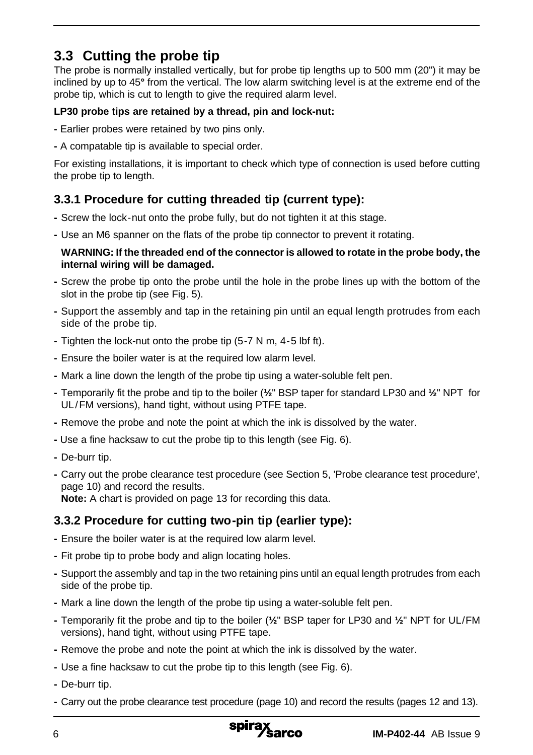## 3.3 Cutting the probe tip

The probe is normally installed vertically, but for probe tip lengths up to 500 mm (20") it may be inclined by up to 45° from the vertical. The low alarm switching level is at the extreme end of the probe tip, which is cut to length to give the required alarm level.

**LP30 probe tips are retained by a thread, pin and lock-nut:**

- Earlier probes were retained by two pins only.
- A compatable tip is available to special order.

For existing installations, it is important to check which type of connection is used before cutting the probe tip to length.

### 3.3.1 Procedure for cutting threaded tip (current type):

- Screw the lock-nut onto the probe fully, but do not tighten it at this stage.
- Use an M6 spanner on the flats of the probe tip connector to prevent it rotating.

  **WARNING: If the threaded end of the connector is allowed to rotate in the probe body, the internal wiring will be damaged.**

- Screw the probe tip onto the probe until the hole in the probe lines up with the bottom of the slot in the probe tip (see Fig. 5).
- Support the assembly and tap in the retaining pin until an equal length protrudes from each side of the probe tip.
- Tighten the lock-nut onto the probe tip (5-7 N m, 4-5 lbf ft).
- Ensure the boiler water is at the required low alarm level.
- Mark a line down the length of the probe tip using a water-soluble felt pen.
- Temporarily fit the probe and tip to the boiler (½" BSP taper for standard LP30 and ½" NPT for UL/FM versions), hand tight, without using PTFE tape.
- Remove the probe and note the point at which the ink is dissolved by the water.
- Use a fine hacksaw to cut the probe tip to this length (see Fig. 6).
- De-burr tip.
- Carry out the probe clearance test procedure (see Section 5, 'Probe clearance test procedure', page 10) and record the results.
  **Note:** A chart is provided on page 13 for recording this data.

### 3.3.2 Procedure for cutting two-pin tip (earlier type):

- Ensure the boiler water is at the required low alarm level.
- Fit probe tip to probe body and align locating holes.
- Support the assembly and tap in the two retaining pins until an equal length protrudes from each side of the probe tip.
- Mark a line down the length of the probe tip using a water-soluble felt pen.
- Temporarily fit the probe and tip to the boiler (½" BSP taper for LP30 and ½" NPT for UL/FM versions), hand tight, without using PTFE tape.
- Remove the probe and note the point at which the ink is dissolved by the water.
- Use a fine hacksaw to cut the probe tip to this length (see Fig. 6).
- De-burr tip.
- Carry out the probe clearance test procedure (page 10) and record the results (pages 12 and 13).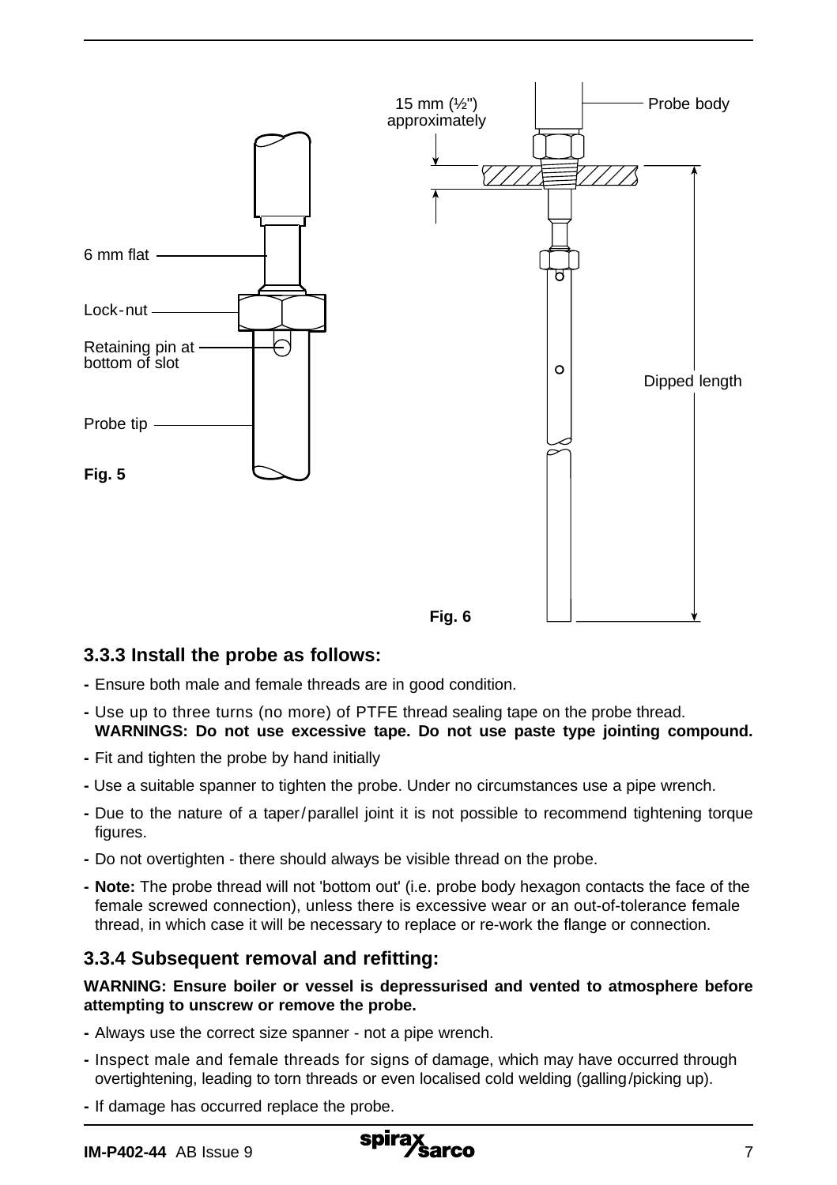6 mm flat

Lock-nut

Retaining pin at bottom of slot

Probe tip

**Fig. 5**

15 mm (½") approximately

Probe body

Dipped length

**Fig. 6**

### 3.3.3 Install the probe as follows:

- Ensure both male and female threads are in good condition.
- Use up to three turns (no more) of PTFE thread sealing tape on the probe thread.
  **WARNINGS: Do not use excessive tape. Do not use paste type jointing compound.**
- Fit and tighten the probe by hand initially
- Use a suitable spanner to tighten the probe. Under no circumstances use a pipe wrench.
- Due to the nature of a taper/parallel joint it is not possible to recommend tightening torque figures.
- Do not overtighten - there should always be visible thread on the probe.
- **Note:** The probe thread will not 'bottom out' (i.e. probe body hexagon contacts the face of the female screwed connection), unless there is excessive wear or an out-of-tolerance female thread, in which case it will be necessary to replace or re-work the flange or connection.

### 3.3.4 Subsequent removal and refitting:

**WARNING: Ensure boiler or vessel is depressurised and vented to atmosphere before attempting to unscrew or remove the probe.**

- Always use the correct size spanner - not a pipe wrench.
- Inspect male and female threads for signs of damage, which may have occurred through overtightening, leading to torn threads or even localised cold welding (galling/picking up).
- If damage has occurred replace the probe.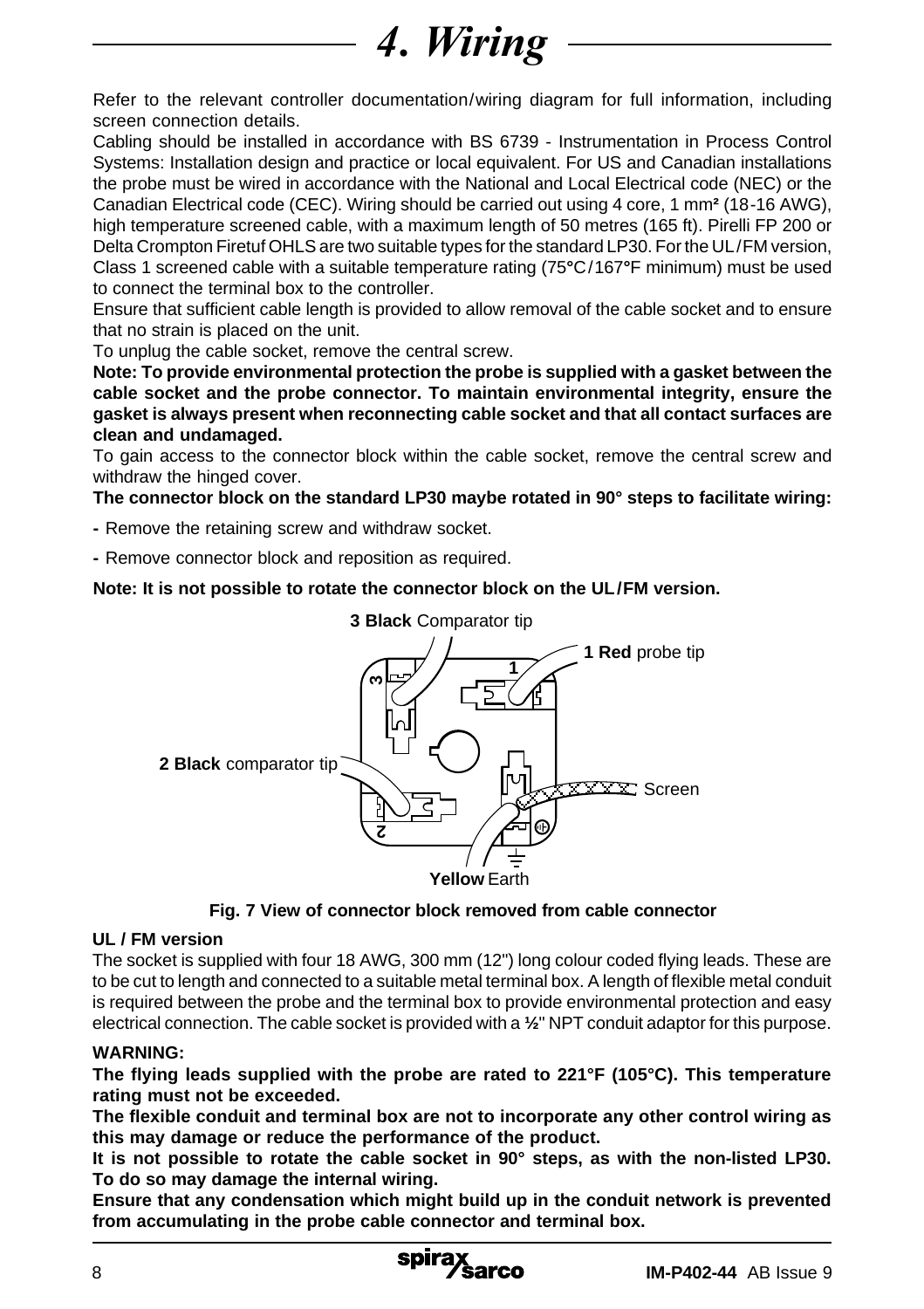# 4. Wiring

Refer to the relevant controller documentation/wiring diagram for full information, including screen connection details.

Cabling should be installed in accordance with BS 6739 - Instrumentation in Process Control Systems: Installation design and practice or local equivalent. For US and Canadian installations the probe must be wired in accordance with the National and Local Electrical code (NEC) or the Canadian Electrical code (CEC). Wiring should be carried out using 4 core, 1 mm² (18-16 AWG), high temperature screened cable, with a maximum length of 50 metres (165 ft). Pirelli FP 200 or Delta Crompton Firetuf OHLS are two suitable types for the standard LP30. For the UL/FM version, Class 1 screened cable with a suitable temperature rating (75°C/167°F minimum) must be used to connect the terminal box to the controller.

Ensure that sufficient cable length is provided to allow removal of the cable socket and to ensure that no strain is placed on the unit.

To unplug the cable socket, remove the central screw.

**Note: To provide environmental protection the probe is supplied with a gasket between the cable socket and the probe connector. To maintain environmental integrity, ensure the gasket is always present when reconnecting cable socket and that all contact surfaces are clean and undamaged.**

To gain access to the connector block within the cable socket, remove the central screw and withdraw the hinged cover.

**The connector block on the standard LP30 maybe rotated in 90° steps to facilitate wiring:**

- Remove the retaining screw and withdraw socket.
- Remove connector block and reposition as required.

**Note: It is not possible to rotate the connector block on the UL/FM version.**

**3 Black** Comparator tip

**1 Red** probe tip

**2 Black** comparator tip

Screen

**Yellow** Earth

**Fig. 7 View of connector block removed from cable connector**

**UL / FM version**

The socket is supplied with four 18 AWG, 300 mm (12") long colour coded flying leads. These are to be cut to length and connected to a suitable metal terminal box. A length of flexible metal conduit is required between the probe and the terminal box to provide environmental protection and easy electrical connection. The cable socket is provided with a ½" NPT conduit adaptor for this purpose.

**WARNING:**

**The flying leads supplied with the probe are rated to 221°F (105°C). This temperature rating must not be exceeded.**

**The flexible conduit and terminal box are not to incorporate any other control wiring as this may damage or reduce the performance of the product.**

**It is not possible to rotate the cable socket in 90° steps, as with the non-listed LP30. To do so may damage the internal wiring.**

**Ensure that any condensation which might build up in the conduit network is prevented from accumulating in the probe cable connector and terminal box.**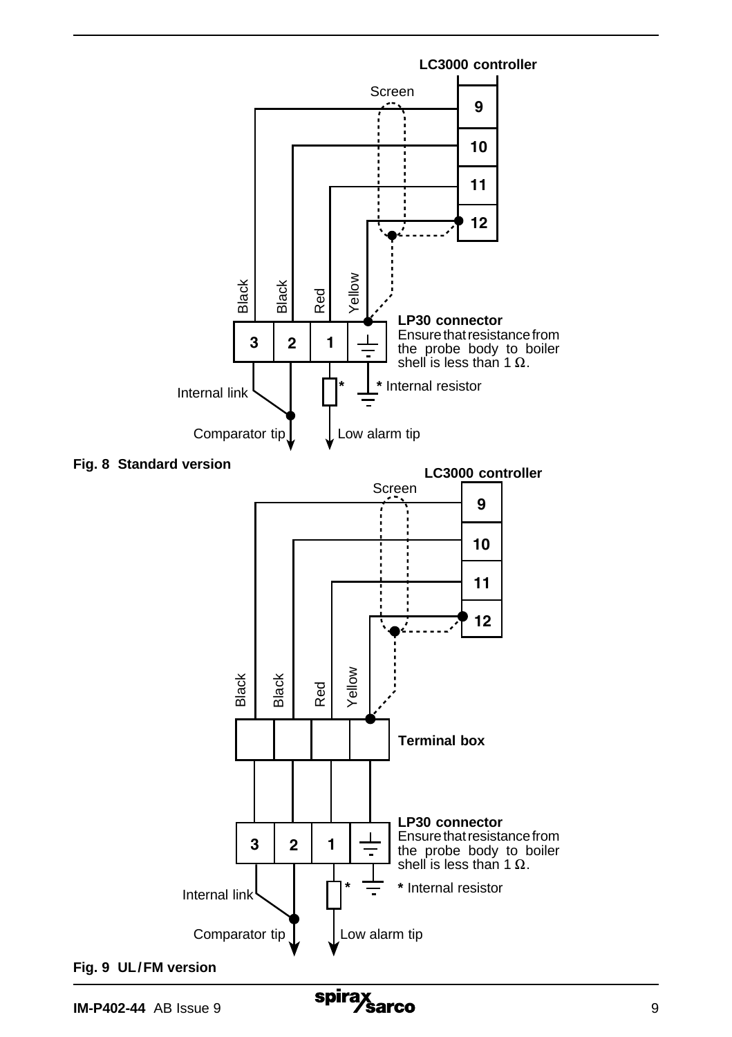**LC3000 controller**

Screen

9

10

11

12

Black Black Red Yellow

3 2 1

**LP30 connector**
Ensure that resistance from the probe body to boiler shell is less than 1 Ω.

Internal link

* Internal resistor

Comparator tip

Low alarm tip

**Fig. 8 Standard version**

**LC3000 controller**

Screen

9

10

11

12

Black Black Red Yellow

**Terminal box**

3 2 1

**LP30 connector**
Ensure that resistance from the probe body to boiler shell is less than 1 Ω.

Internal link

* Internal resistor

Comparator tip

Low alarm tip

**Fig. 9 UL / FM version**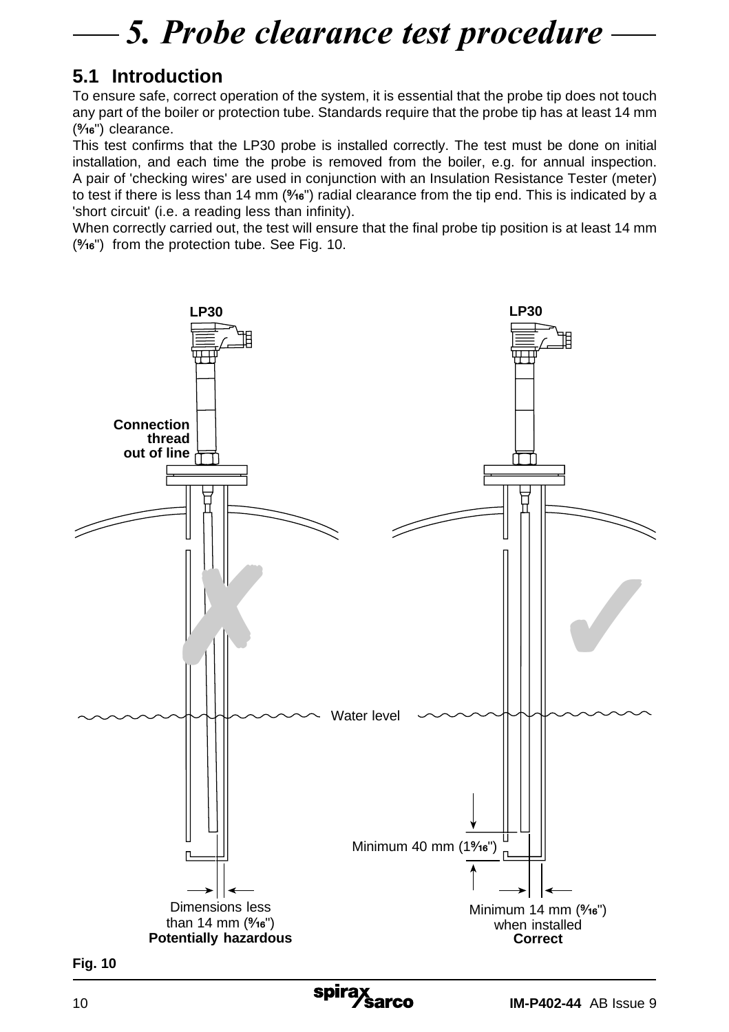# 5. Probe clearance test procedure

## 5.1 Introduction

To ensure safe, correct operation of the system, it is essential that the probe tip does not touch any part of the boiler or protection tube. Standards require that the probe tip has at least 14 mm (9⁄16") clearance.

This test confirms that the LP30 probe is installed correctly. The test must be done on initial installation, and each time the probe is removed from the boiler, e.g. for annual inspection. A pair of 'checking wires' are used in conjunction with an Insulation Resistance Tester (meter) to test if there is less than 14 mm (9⁄16") radial clearance from the tip end. This is indicated by a 'short circuit' (i.e. a reading less than infinity).

When correctly carried out, the test will ensure that the final probe tip position is at least 14 mm (9⁄16") from the protection tube. See Fig. 10.

LP30

Connection thread out of line

Water level

Dimensions less than 14 mm (9⁄16")
**Potentially hazardous**

LP30

Minimum 40 mm (1 9⁄16")

Minimum 14 mm (9⁄16") when installed
**Correct**

**Fig. 10**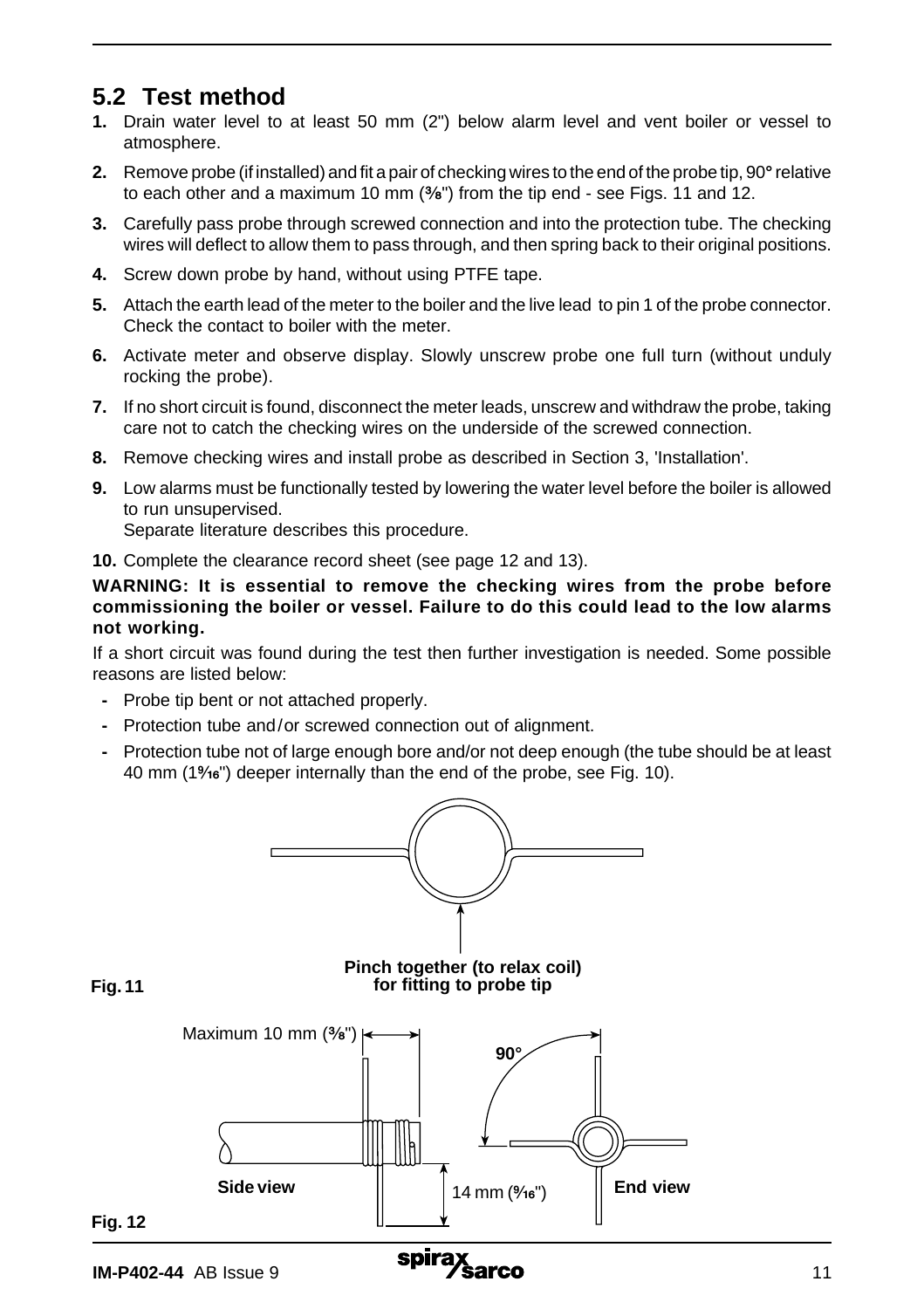## 5.2 Test method

1. Drain water level to at least 50 mm (2") below alarm level and vent boiler or vessel to atmosphere.
2. Remove probe (if installed) and fit a pair of checking wires to the end of the probe tip, 90° relative to each other and a maximum 10 mm (⅜") from the tip end - see Figs. 11 and 12.
3. Carefully pass probe through screwed connection and into the protection tube. The checking wires will deflect to allow them to pass through, and then spring back to their original positions.
4. Screw down probe by hand, without using PTFE tape.
5. Attach the earth lead of the meter to the boiler and the live lead to pin 1 of the probe connector. Check the contact to boiler with the meter.
6. Activate meter and observe display. Slowly unscrew probe one full turn (without unduly rocking the probe).
7. If no short circuit is found, disconnect the meter leads, unscrew and withdraw the probe, taking care not to catch the checking wires on the underside of the screwed connection.
8. Remove checking wires and install probe as described in Section 3, 'Installation'.
9. Low alarms must be functionally tested by lowering the water level before the boiler is allowed to run unsupervised.
   Separate literature describes this procedure.
10. Complete the clearance record sheet (see page 12 and 13).

**WARNING: It is essential to remove the checking wires from the probe before commissioning the boiler or vessel. Failure to do this could lead to the low alarms not working.**

If a short circuit was found during the test then further investigation is needed. Some possible reasons are listed below:

- Probe tip bent or not attached properly.
- Protection tube and/or screwed connection out of alignment.
- Protection tube not of large enough bore and/or not deep enough (the tube should be at least 40 mm (1$\frac{9}{16}$") deeper internally than the end of the probe, see Fig. 10).

**Pinch together (to relax coil) for fitting to probe tip**

**Fig. 11**

Maximum 10 mm (⅜")

**90°**

**Side view**

14 mm ($\frac{9}{16}$")

**End view**

**Fig. 12**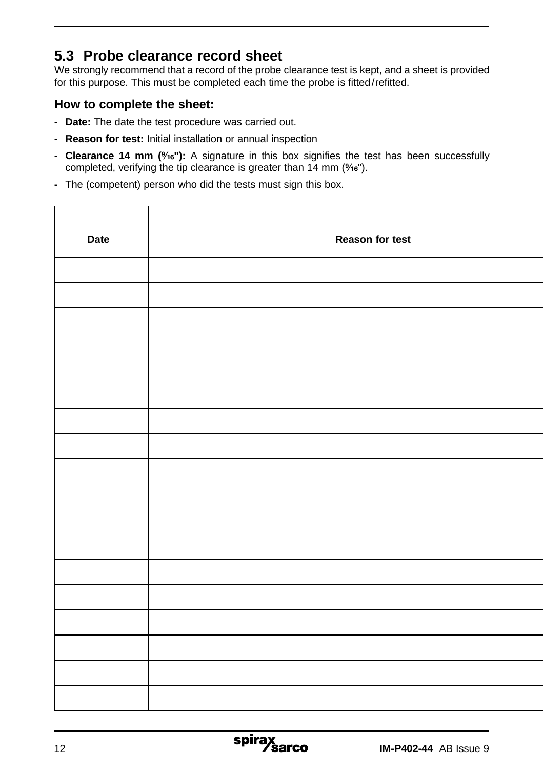## 5.3 Probe clearance record sheet

We strongly recommend that a record of the probe clearance test is kept, and a sheet is provided for this purpose. This must be completed each time the probe is fitted/refitted.

### How to complete the sheet:

- **Date:** The date the test procedure was carried out.
- **Reason for test:** Initial installation or annual inspection
- **Clearance 14 mm (⁹⁄₁₆"):** A signature in this box signifies the test has been successfully completed, verifying the tip clearance is greater than 14 mm (⁹⁄₁₆").
- The (competent) person who did the tests must sign this box.

| Date | Reason for test |
|---|---|
| | |
| | |
| | |
| | |
| | |
| | |
| | |
| | |
| | |
| | |
| | |
| | |
| | |
| | |
| | |
| | |
| | |
| | |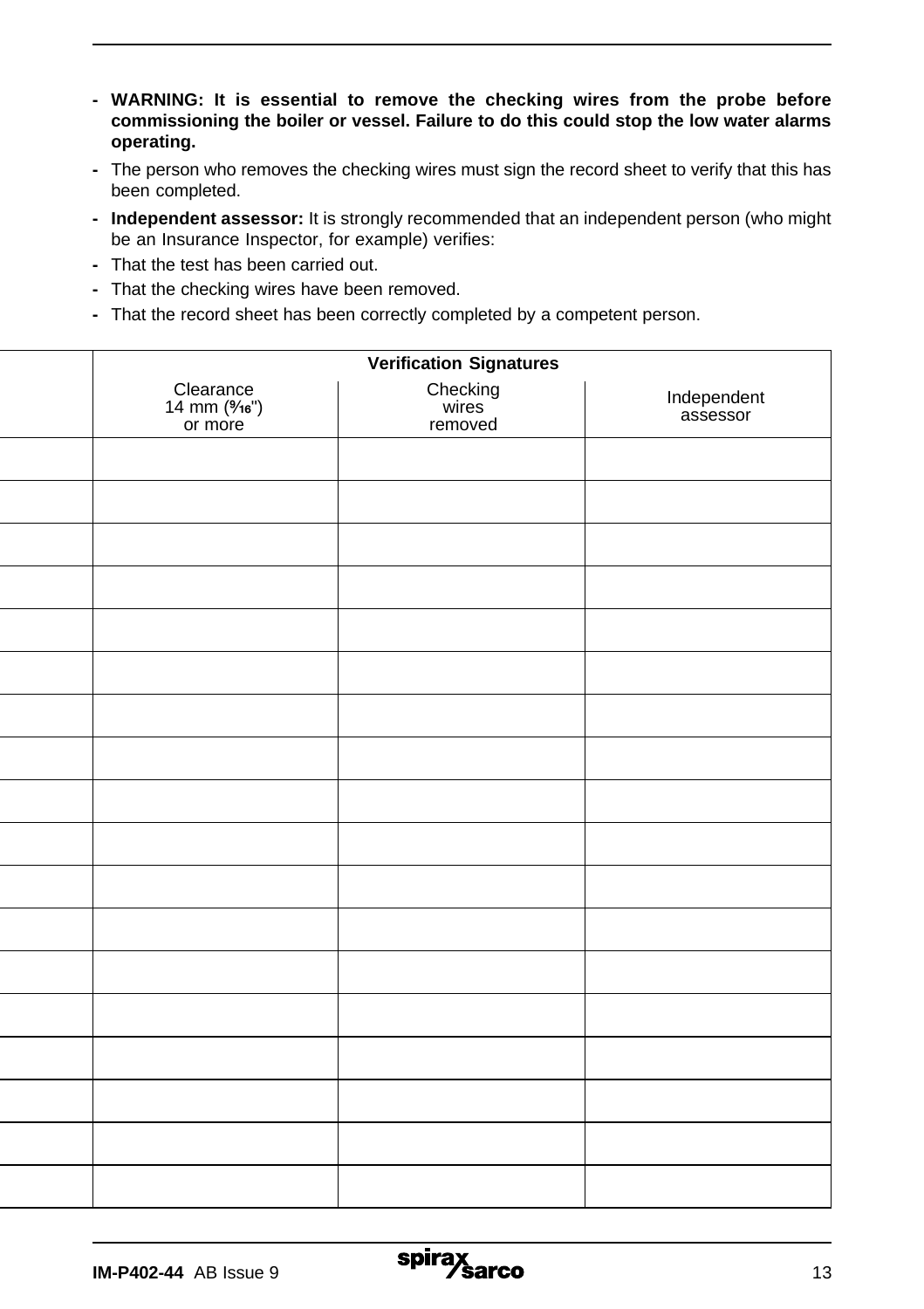- **WARNING: It is essential to remove the checking wires from the probe before commissioning the boiler or vessel. Failure to do this could stop the low water alarms operating.**
- The person who removes the checking wires must sign the record sheet to verify that this has been completed.
- **Independent assessor:** It is strongly recommended that an independent person (who might be an Insurance Inspector, for example) verifies:
- That the test has been carried out.
- That the checking wires have been removed.
- That the record sheet has been correctly completed by a competent person.

| | Verification Signatures | | |
|---|---|---|---|
| | Clearance 14 mm (9⁄16") or more | Checking wires removed | Independent assessor |
| | | | |
| | | | |
| | | | |
| | | | |
| | | | |
| | | | |
| | | | |
| | | | |
| | | | |
| | | | |
| | | | |
| | | | |
| | | | |
| | | | |
| | | | |
| | | | |
| | | | |
| | | | |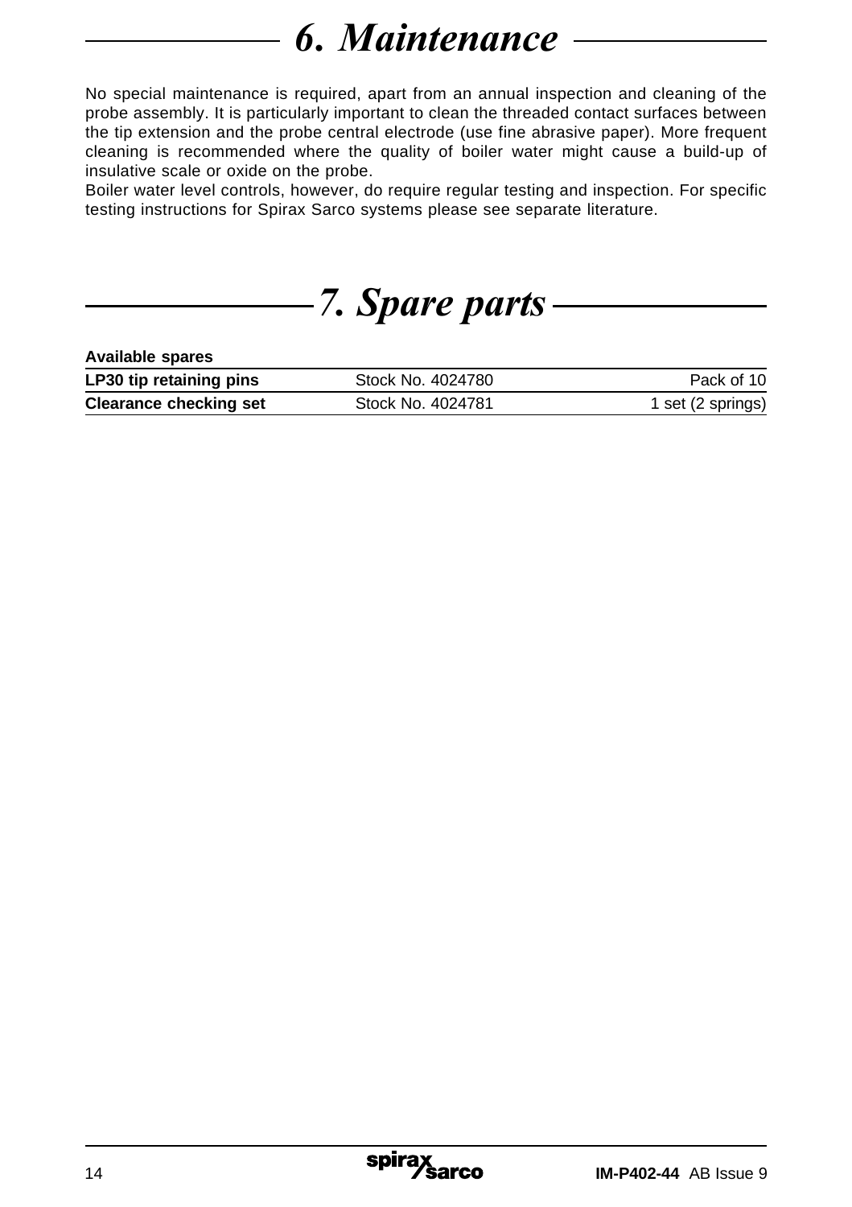# 6. Maintenance

No special maintenance is required, apart from an annual inspection and cleaning of the probe assembly. It is particularly important to clean the threaded contact surfaces between the tip extension and the probe central electrode (use fine abrasive paper). More frequent cleaning is recommended where the quality of boiler water might cause a build-up of insulative scale or oxide on the probe.

Boiler water level controls, however, do require regular testing and inspection. For specific testing instructions for Spirax Sarco systems please see separate literature.

# 7. Spare parts

| **Available spares** | | |
|---|---|---|
| **LP30 tip retaining pins** | Stock No. 4024780 | Pack of 10 |
| **Clearance checking set** | Stock No. 4024781 | 1 set (2 springs) |